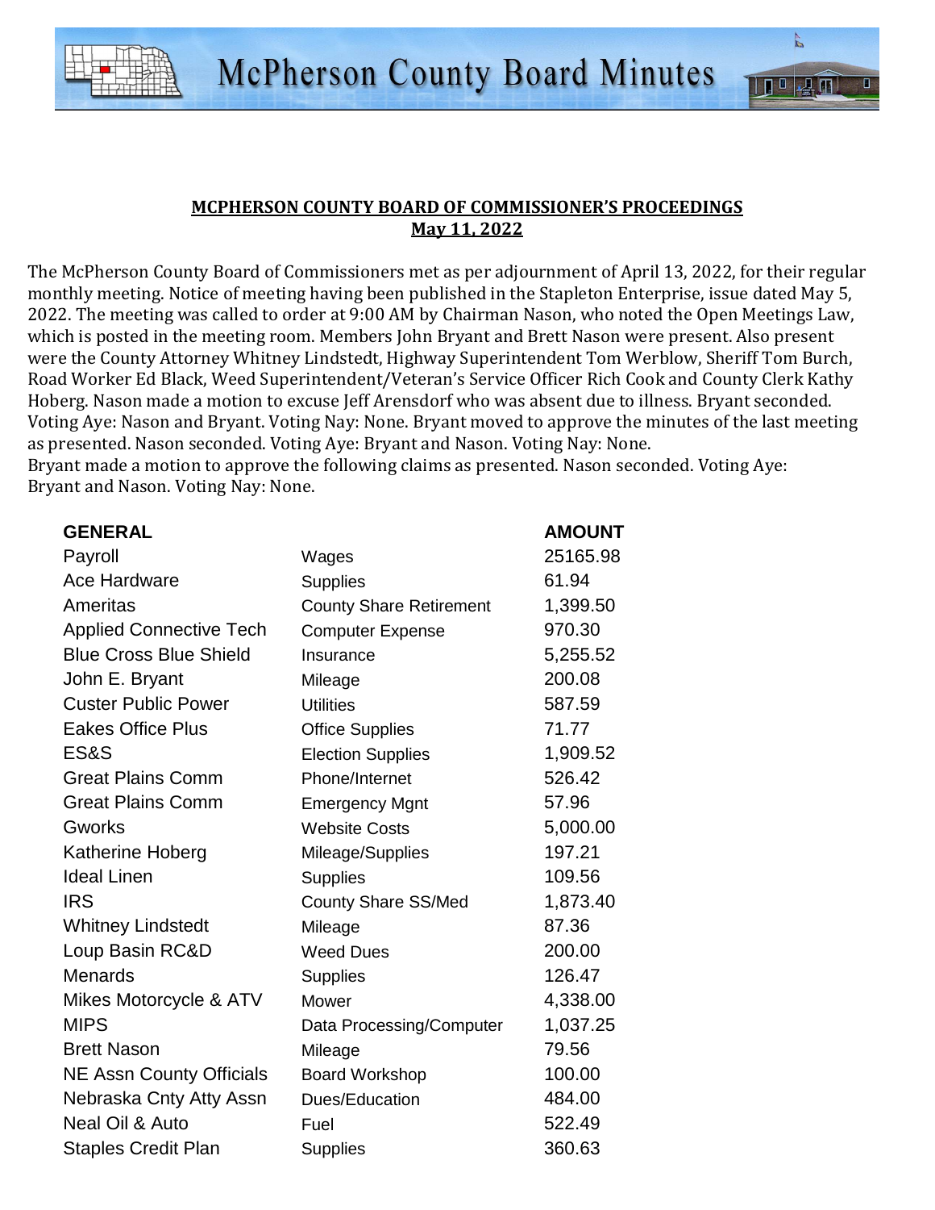**MCPHERSON COUNTY BOARD OF COMMISSIONER'S PROCEEDINGS**
**May 11, 2022**

The McPherson County Board of Commissioners met as per adjournment of April 13, 2022, for their regular monthly meeting. Notice of meeting having been published in the Stapleton Enterprise, issue dated May 5, 2022. The meeting was called to order at 9:00 AM by Chairman Nason, who noted the Open Meetings Law, which is posted in the meeting room. Members John Bryant and Brett Nason were present. Also present were the County Attorney Whitney Lindstedt, Highway Superintendent Tom Werblow, Sheriff Tom Burch, Road Worker Ed Black, Weed Superintendent/Veteran's Service Officer Rich Cook and County Clerk Kathy Hoberg. Nason made a motion to excuse Jeff Arensdorf who was absent due to illness. Bryant seconded. Voting Aye: Nason and Bryant. Voting Nay: None. Bryant moved to approve the minutes of the last meeting as presented. Nason seconded. Voting Aye: Bryant and Nason. Voting Nay: None.
Bryant made a motion to approve the following claims as presented. Nason seconded. Voting Aye: Bryant and Nason. Voting Nay: None.

| GENERAL | | AMOUNT |
|---|---|---|
| Payroll | Wages | 25165.98 |
| Ace Hardware | Supplies | 61.94 |
| Ameritas | County Share Retirement | 1,399.50 |
| Applied Connective Tech | Computer Expense | 970.30 |
| Blue Cross Blue Shield | Insurance | 5,255.52 |
| John E. Bryant | Mileage | 200.08 |
| Custer Public Power | Utilities | 587.59 |
| Eakes Office Plus | Office Supplies | 71.77 |
| ES&S | Election Supplies | 1,909.52 |
| Great Plains Comm | Phone/Internet | 526.42 |
| Great Plains Comm | Emergency Mgnt | 57.96 |
| Gworks | Website Costs | 5,000.00 |
| Katherine Hoberg | Mileage/Supplies | 197.21 |
| Ideal Linen | Supplies | 109.56 |
| IRS | County Share SS/Med | 1,873.40 |
| Whitney Lindstedt | Mileage | 87.36 |
| Loup Basin RC&D | Weed Dues | 200.00 |
| Menards | Supplies | 126.47 |
| Mikes Motorcycle & ATV | Mower | 4,338.00 |
| MIPS | Data Processing/Computer | 1,037.25 |
| Brett Nason | Mileage | 79.56 |
| NE Assn County Officials | Board Workshop | 100.00 |
| Nebraska Cnty Atty Assn | Dues/Education | 484.00 |
| Neal Oil & Auto | Fuel | 522.49 |
| Staples Credit Plan | Supplies | 360.63 |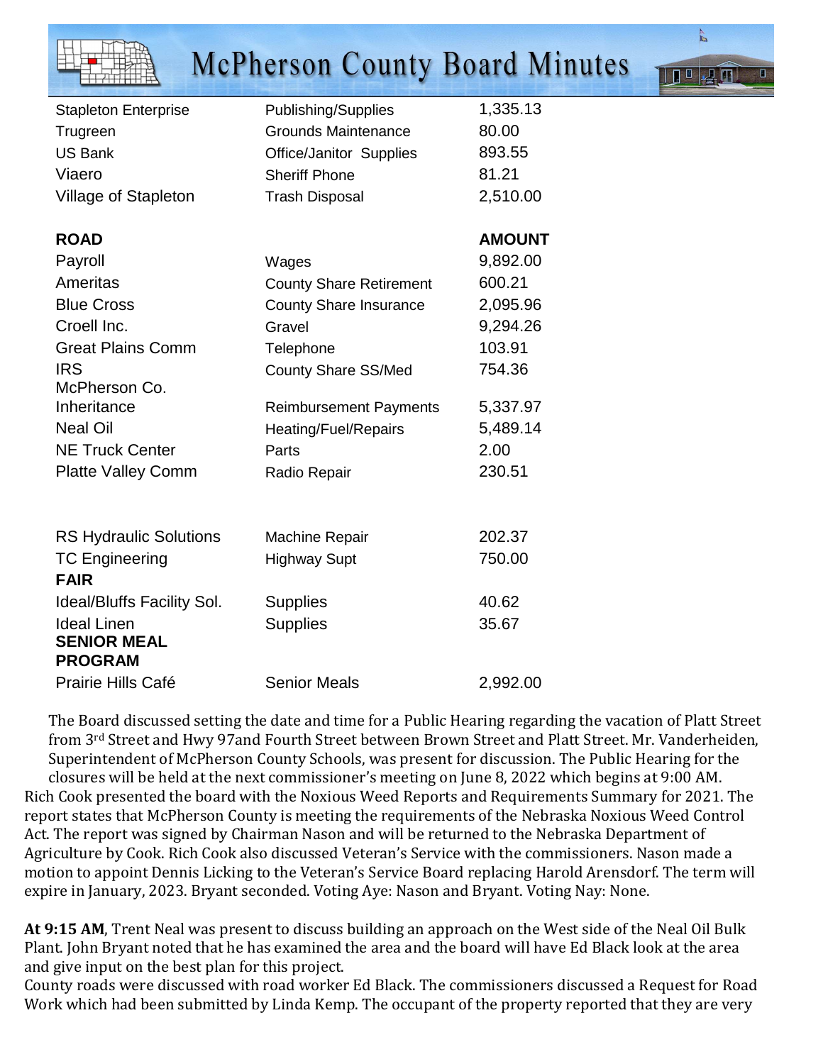| | | |
|---|---|---|
| Stapleton Enterprise | Publishing/Supplies | 1,335.13 |
| Trugreen | Grounds Maintenance | 80.00 |
| US Bank | Office/Janitor Supplies | 893.55 |
| Viaero | Sheriff Phone | 81.21 |
| Village of Stapleton | Trash Disposal | 2,510.00 |
| **ROAD** | | **AMOUNT** |
| Payroll | Wages | 9,892.00 |
| Ameritas | County Share Retirement | 600.21 |
| Blue Cross | County Share Insurance | 2,095.96 |
| Croell Inc. | Gravel | 9,294.26 |
| Great Plains Comm | Telephone | 103.91 |
| IRS | County Share SS/Med | 754.36 |
| McPherson Co. Inheritance | Reimbursement Payments | 5,337.97 |
| Neal Oil | Heating/Fuel/Repairs | 5,489.14 |
| NE Truck Center | Parts | 2.00 |
| Platte Valley Comm | Radio Repair | 230.51 |
| RS Hydraulic Solutions | Machine Repair | 202.37 |
| TC Engineering | Highway Supt | 750.00 |
| **FAIR** | | |
| Ideal/Bluffs Facility Sol. | Supplies | 40.62 |
| Ideal Linen | Supplies | 35.67 |
| **SENIOR MEAL PROGRAM** | | |
| Prairie Hills Café | Senior Meals | 2,992.00 |

The Board discussed setting the date and time for a Public Hearing regarding the vacation of Platt Street from 3rd Street and Hwy 97and Fourth Street between Brown Street and Platt Street. Mr. Vanderheiden, Superintendent of McPherson County Schools, was present for discussion. The Public Hearing for the closures will be held at the next commissioner's meeting on June 8, 2022 which begins at 9:00 AM. Rich Cook presented the board with the Noxious Weed Reports and Requirements Summary for 2021. The report states that McPherson County is meeting the requirements of the Nebraska Noxious Weed Control Act. The report was signed by Chairman Nason and will be returned to the Nebraska Department of Agriculture by Cook. Rich Cook also discussed Veteran's Service with the commissioners. Nason made a motion to appoint Dennis Licking to the Veteran's Service Board replacing Harold Arensdorf. The term will expire in January, 2023. Bryant seconded. Voting Aye: Nason and Bryant. Voting Nay: None.

**At 9:15 AM**, Trent Neal was present to discuss building an approach on the West side of the Neal Oil Bulk Plant. John Bryant noted that he has examined the area and the board will have Ed Black look at the area and give input on the best plan for this project.

County roads were discussed with road worker Ed Black. The commissioners discussed a Request for Road Work which had been submitted by Linda Kemp. The occupant of the property reported that they are very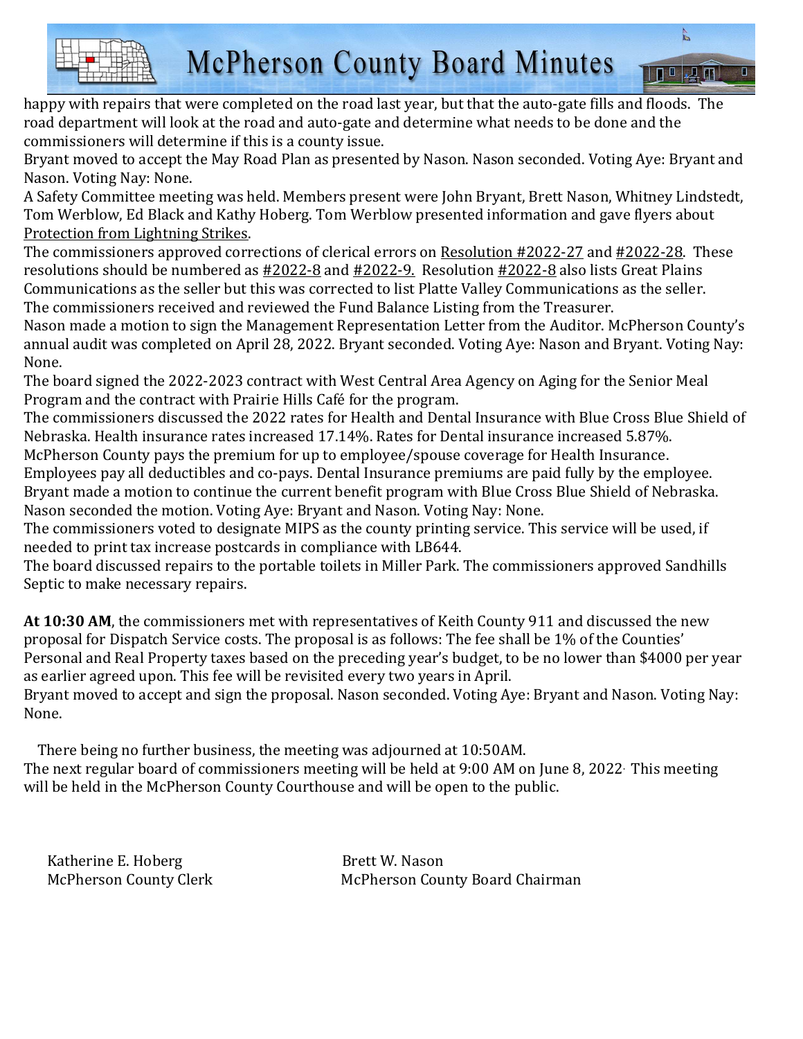happy with repairs that were completed on the road last year, but that the auto-gate fills and floods. The road department will look at the road and auto-gate and determine what needs to be done and the commissioners will determine if this is a county issue.

Bryant moved to accept the May Road Plan as presented by Nason. Nason seconded. Voting Aye: Bryant and Nason. Voting Nay: None.

A Safety Committee meeting was held. Members present were John Bryant, Brett Nason, Whitney Lindstedt, Tom Werblow, Ed Black and Kathy Hoberg. Tom Werblow presented information and gave flyers about Protection from Lightning Strikes.

The commissioners approved corrections of clerical errors on Resolution #2022-27 and #2022-28. These resolutions should be numbered as #2022-8 and #2022-9. Resolution #2022-8 also lists Great Plains Communications as the seller but this was corrected to list Platte Valley Communications as the seller.

The commissioners received and reviewed the Fund Balance Listing from the Treasurer.

Nason made a motion to sign the Management Representation Letter from the Auditor. McPherson County's annual audit was completed on April 28, 2022. Bryant seconded. Voting Aye: Nason and Bryant. Voting Nay: None.

The board signed the 2022-2023 contract with West Central Area Agency on Aging for the Senior Meal Program and the contract with Prairie Hills Café for the program.

The commissioners discussed the 2022 rates for Health and Dental Insurance with Blue Cross Blue Shield of Nebraska. Health insurance rates increased 17.14%. Rates for Dental insurance increased 5.87%.

McPherson County pays the premium for up to employee/spouse coverage for Health Insurance.

Employees pay all deductibles and co-pays. Dental Insurance premiums are paid fully by the employee.

Bryant made a motion to continue the current benefit program with Blue Cross Blue Shield of Nebraska. Nason seconded the motion. Voting Aye: Bryant and Nason. Voting Nay: None.

The commissioners voted to designate MIPS as the county printing service. This service will be used, if needed to print tax increase postcards in compliance with LB644.

The board discussed repairs to the portable toilets in Miller Park. The commissioners approved Sandhills Septic to make necessary repairs.

**At 10:30 AM**, the commissioners met with representatives of Keith County 911 and discussed the new proposal for Dispatch Service costs. The proposal is as follows: The fee shall be 1% of the Counties' Personal and Real Property taxes based on the preceding year's budget, to be no lower than $4000 per year as earlier agreed upon. This fee will be revisited every two years in April.

Bryant moved to accept and sign the proposal. Nason seconded. Voting Aye: Bryant and Nason. Voting Nay: None.

There being no further business, the meeting was adjourned at 10:50AM.

The next regular board of commissioners meeting will be held at 9:00 AM on June 8, 2022. This meeting will be held in the McPherson County Courthouse and will be open to the public.

Katherine E. Hoberg
McPherson County Clerk

Brett W. Nason
McPherson County Board Chairman